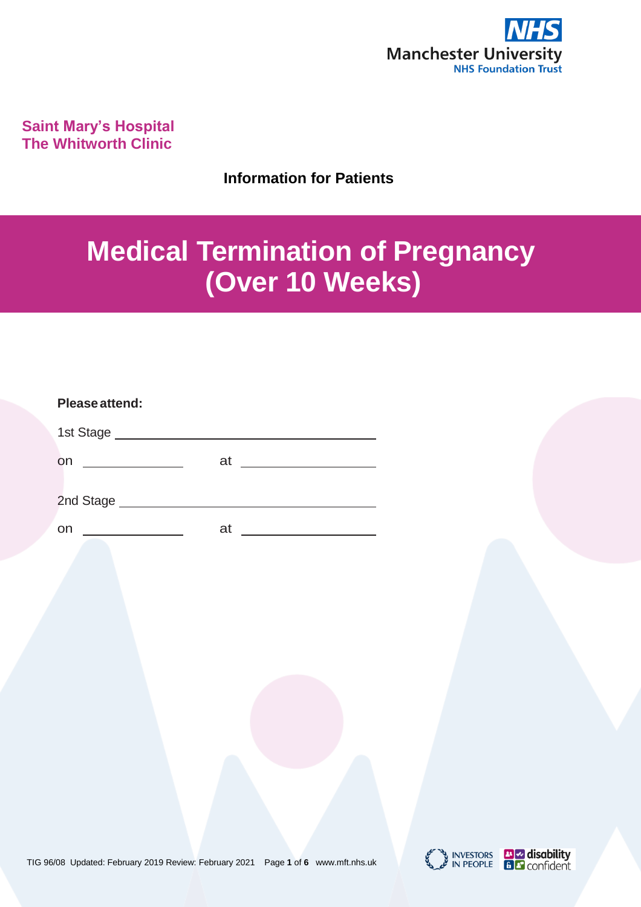Manchester University NHS Foundation Trust

**Saint Mary's Hospital**
**The Whitworth Clinic**

**Information for Patients**

# Medical Termination of Pregnancy (Over 10 Weeks)

**Please attend:**

1st Stage ______________________

on ____________ at ____________

2nd Stage ______________________

on ____________ at ____________

TIG 96/08 Updated: February 2019 Review: February 2021 www.mft.nhs.uk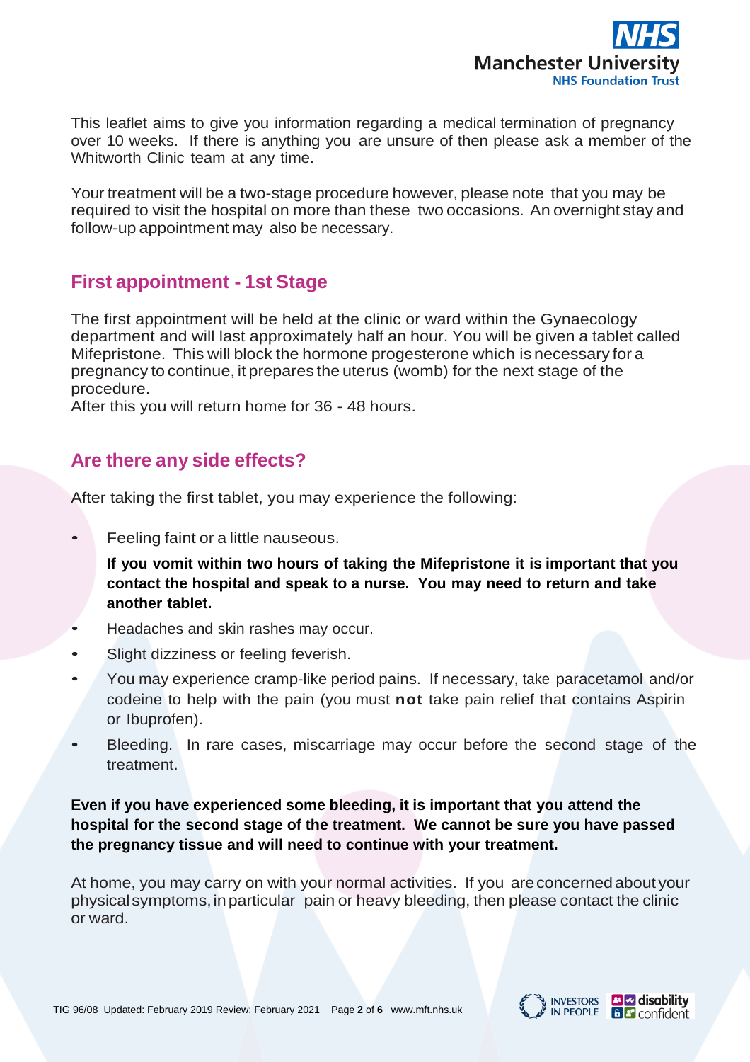This leaflet aims to give you information regarding a medical termination of pregnancy over 10 weeks. If there is anything you are unsure of then please ask a member of the Whitworth Clinic team at any time.

Your treatment will be a two-stage procedure however, please note that you may be required to visit the hospital on more than these two occasions. An overnight stay and follow-up appointment may also be necessary.

## First appointment - 1st Stage

The first appointment will be held at the clinic or ward within the Gynaecology department and will last approximately half an hour. You will be given a tablet called Mifepristone. This will block the hormone progesterone which is necessary for a pregnancy to continue, it prepares the uterus (womb) for the next stage of the procedure.
After this you will return home for 36 - 48 hours.

## Are there any side effects?

After taking the first tablet, you may experience the following:

- Feeling faint or a little nauseous.

  **If you vomit within two hours of taking the Mifepristone it is important that you contact the hospital and speak to a nurse. You may need to return and take another tablet.**
- Headaches and skin rashes may occur.
- Slight dizziness or feeling feverish.
- You may experience cramp-like period pains. If necessary, take paracetamol and/or codeine to help with the pain (you must **not** take pain relief that contains Aspirin or Ibuprofen).
- Bleeding. In rare cases, miscarriage may occur before the second stage of the treatment.

**Even if you have experienced some bleeding, it is important that you attend the hospital for the second stage of the treatment. We cannot be sure you have passed the pregnancy tissue and will need to continue with your treatment.**

At home, you may carry on with your normal activities. If you are concerned about your physical symptoms, in particular pain or heavy bleeding, then please contact the clinic or ward.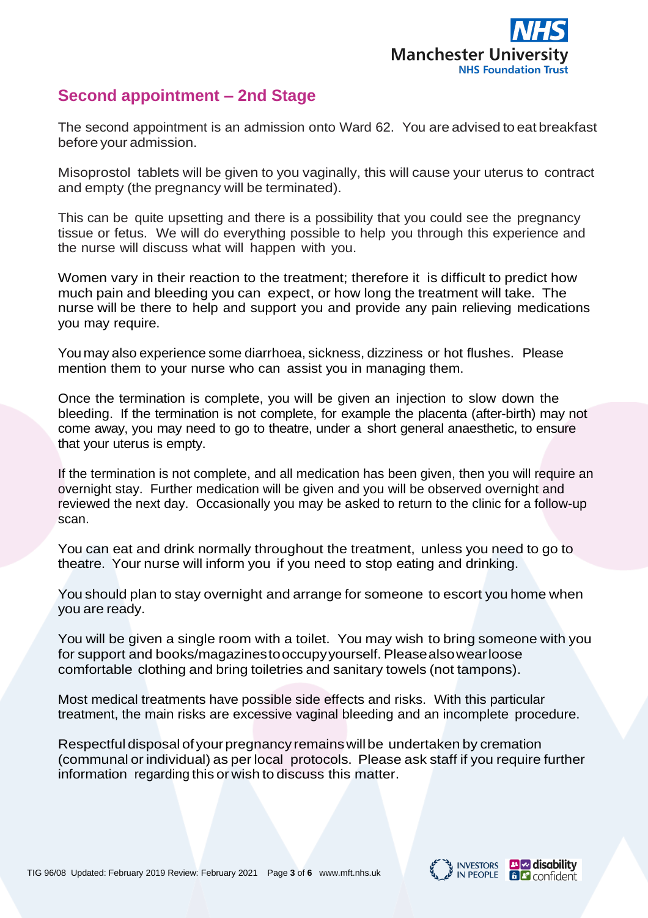## Second appointment – 2nd Stage

The second appointment is an admission onto Ward 62. You are advised to eat breakfast before your admission.

Misoprostol tablets will be given to you vaginally, this will cause your uterus to contract and empty (the pregnancy will be terminated).

This can be quite upsetting and there is a possibility that you could see the pregnancy tissue or fetus. We will do everything possible to help you through this experience and the nurse will discuss what will happen with you.

Women vary in their reaction to the treatment; therefore it is difficult to predict how much pain and bleeding you can expect, or how long the treatment will take. The nurse will be there to help and support you and provide any pain relieving medications you may require.

You may also experience some diarrhoea, sickness, dizziness or hot flushes. Please mention them to your nurse who can assist you in managing them.

Once the termination is complete, you will be given an injection to slow down the bleeding. If the termination is not complete, for example the placenta (after-birth) may not come away, you may need to go to theatre, under a short general anaesthetic, to ensure that your uterus is empty.

If the termination is not complete, and all medication has been given, then you will require an overnight stay. Further medication will be given and you will be observed overnight and reviewed the next day. Occasionally you may be asked to return to the clinic for a follow-up scan.

You can eat and drink normally throughout the treatment, unless you need to go to theatre. Your nurse will inform you if you need to stop eating and drinking.

You should plan to stay overnight and arrange for someone to escort you home when you are ready.

You will be given a single room with a toilet. You may wish to bring someone with you for support and books/magazines to occupy yourself. Please also wear loose comfortable clothing and bring toiletries and sanitary towels (not tampons).

Most medical treatments have possible side effects and risks. With this particular treatment, the main risks are excessive vaginal bleeding and an incomplete procedure.

Respectful disposal of your pregnancy remains will be undertaken by cremation (communal or individual) as per local protocols. Please ask staff if you require further information regarding this or wish to discuss this matter.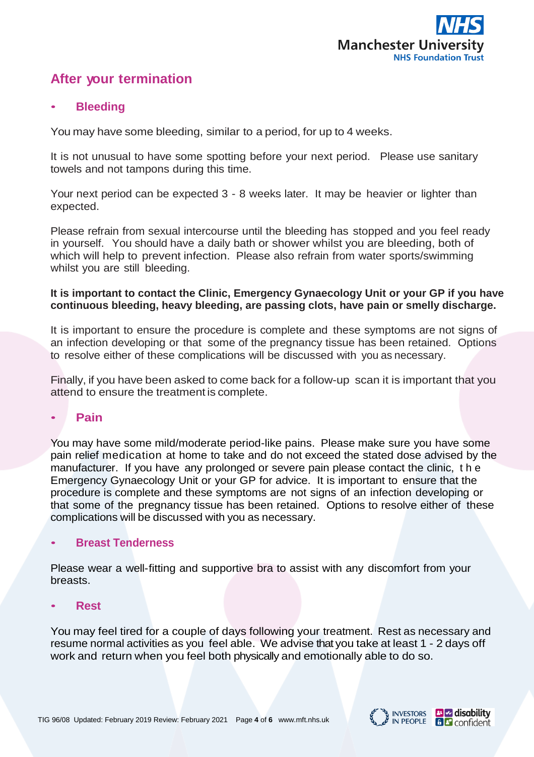## After your termination

- ### Bleeding

You may have some bleeding, similar to a period, for up to 4 weeks.

It is not unusual to have some spotting before your next period. Please use sanitary towels and not tampons during this time.

Your next period can be expected 3 - 8 weeks later. It may be heavier or lighter than expected.

Please refrain from sexual intercourse until the bleeding has stopped and you feel ready in yourself. You should have a daily bath or shower whilst you are bleeding, both of which will help to prevent infection. Please also refrain from water sports/swimming whilst you are still bleeding.

**It is important to contact the Clinic, Emergency Gynaecology Unit or your GP if you have continuous bleeding, heavy bleeding, are passing clots, have pain or smelly discharge.**

It is important to ensure the procedure is complete and these symptoms are not signs of an infection developing or that some of the pregnancy tissue has been retained. Options to resolve either of these complications will be discussed with you as necessary.

Finally, if you have been asked to come back for a follow-up scan it is important that you attend to ensure the treatment is complete.

- ### Pain

You may have some mild/moderate period-like pains. Please make sure you have some pain relief medication at home to take and do not exceed the stated dose advised by the manufacturer. If you have any prolonged or severe pain please contact the clinic, the Emergency Gynaecology Unit or your GP for advice. It is important to ensure that the procedure is complete and these symptoms are not signs of an infection developing or that some of the pregnancy tissue has been retained. Options to resolve either of these complications will be discussed with you as necessary.

- ### Breast Tenderness

Please wear a well-fitting and supportive bra to assist with any discomfort from your breasts.

- ### Rest

You may feel tired for a couple of days following your treatment. Rest as necessary and resume normal activities as you feel able. We advise that you take at least 1 - 2 days off work and return when you feel both physically and emotionally able to do so.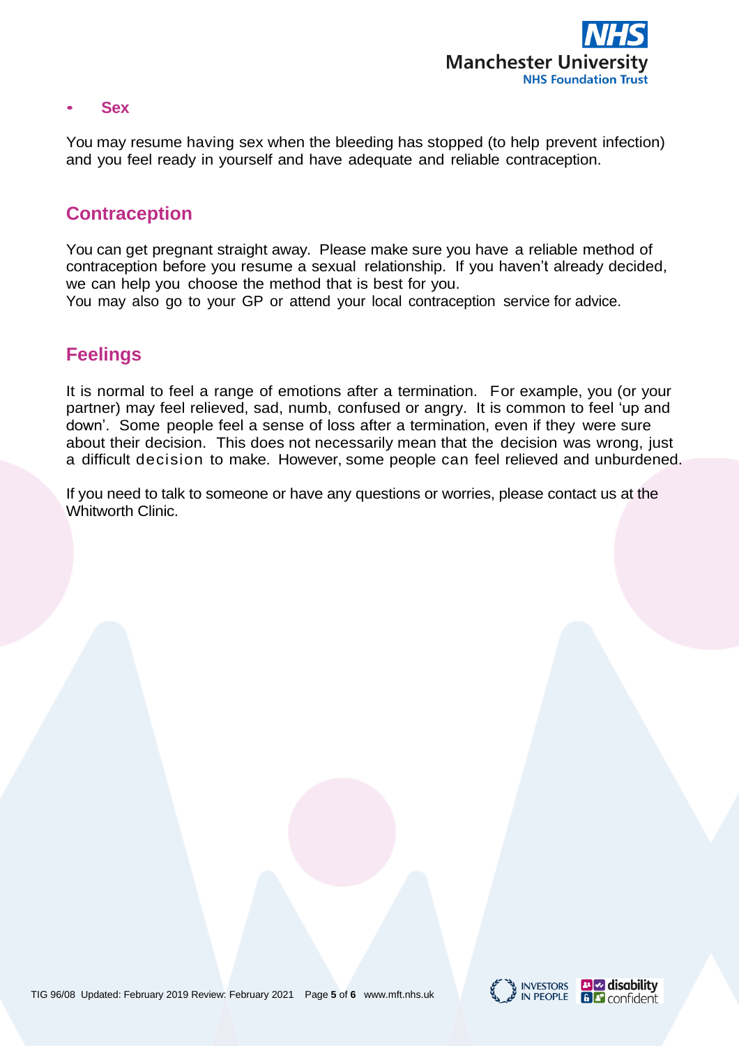- **Sex**

You may resume having sex when the bleeding has stopped (to help prevent infection) and you feel ready in yourself and have adequate and reliable contraception.

## Contraception

You can get pregnant straight away. Please make sure you have a reliable method of contraception before you resume a sexual relationship. If you haven't already decided, we can help you choose the method that is best for you.
You may also go to your GP or attend your local contraception service for advice.

## Feelings

It is normal to feel a range of emotions after a termination. For example, you (or your partner) may feel relieved, sad, numb, confused or angry. It is common to feel 'up and down'. Some people feel a sense of loss after a termination, even if they were sure about their decision. This does not necessarily mean that the decision was wrong, just a difficult decision to make. However, some people can feel relieved and unburdened.

If you need to talk to someone or have any questions or worries, please contact us at the Whitworth Clinic.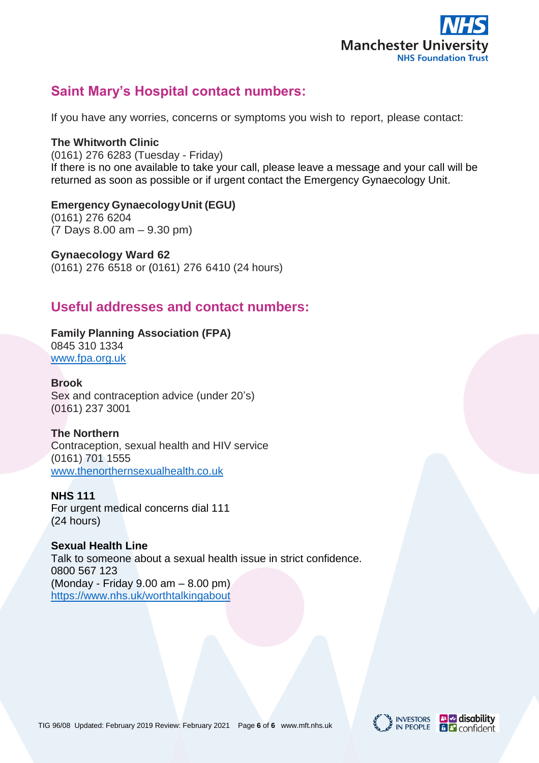## Saint Mary's Hospital contact numbers:

If you have any worries, concerns or symptoms you wish to report, please contact:

**The Whitworth Clinic**
(0161) 276 6283 (Tuesday - Friday)
If there is no one available to take your call, please leave a message and your call will be returned as soon as possible or if urgent contact the Emergency Gynaecology Unit.

**Emergency Gynaecology Unit (EGU)**
(0161) 276 6204
(7 Days 8.00 am – 9.30 pm)

**Gynaecology Ward 62**
(0161) 276 6518 or (0161) 276 6410 (24 hours)

## Useful addresses and contact numbers:

**Family Planning Association (FPA)**
0845 310 1334
www.fpa.org.uk

**Brook**
Sex and contraception advice (under 20's)
(0161) 237 3001

**The Northern**
Contraception, sexual health and HIV service
(0161) 701 1555
www.thenorthernsexualhealth.co.uk

**NHS 111**
For urgent medical concerns dial 111
(24 hours)

**Sexual Health Line**
Talk to someone about a sexual health issue in strict confidence.
0800 567 123
(Monday - Friday 9.00 am – 8.00 pm)
https://www.nhs.uk/worthtalkingabout

TIG 96/08 Updated: February 2019 Review: February 2021